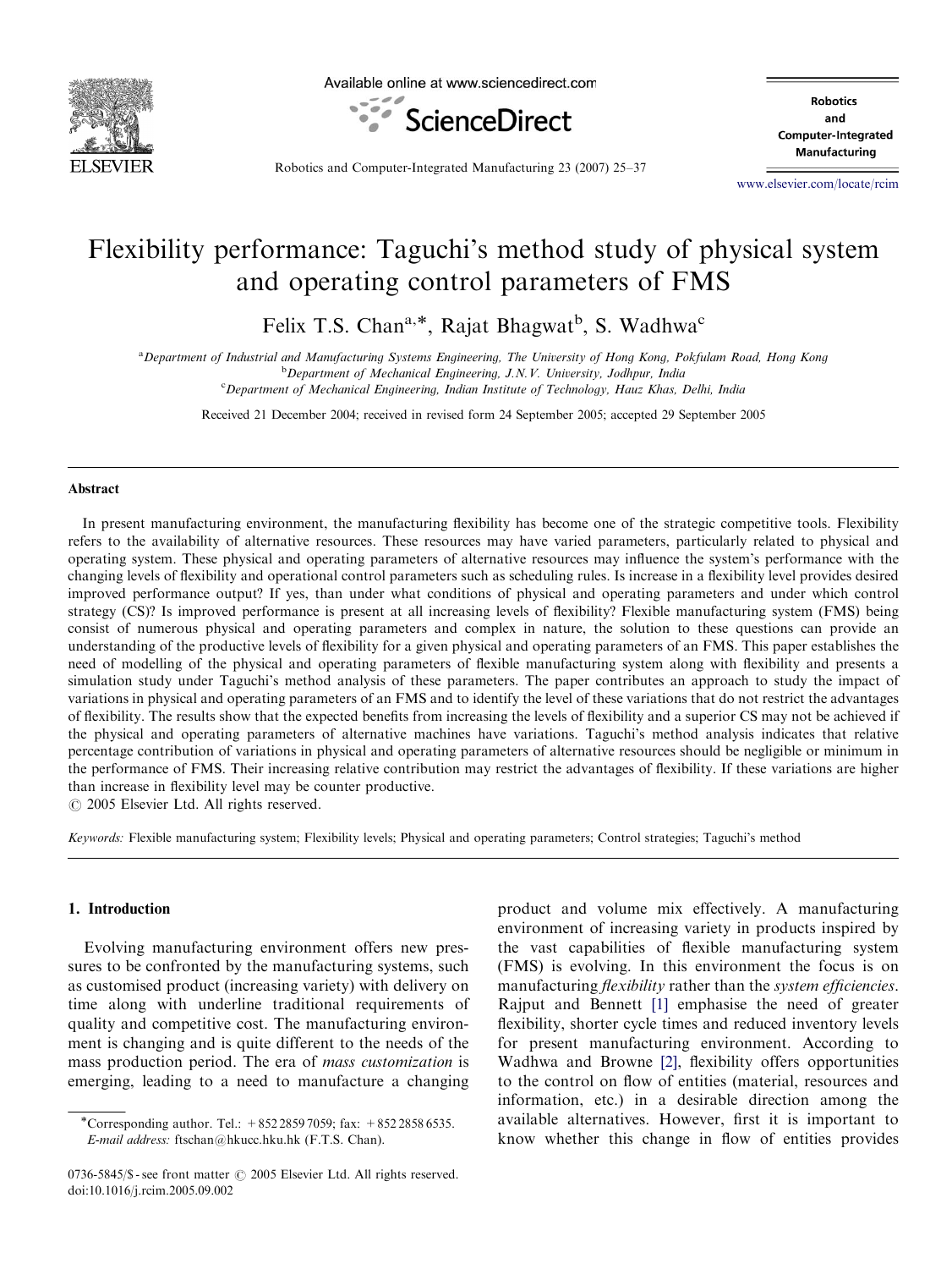# Flexibility performance: Taguchi's method study of physical system and operating control parameters of FMS

Felix T.S. Chan[a,*], Rajat Bhagwat[b], S. Wadhwa[c]

[a]*Department of Industrial and Manufacturing Systems Engineering, The University of Hong Kong, Pokfulam Road, Hong Kong*
[b]*Department of Mechanical Engineering, J.N.V. University, Jodhpur, India*
[c]*Department of Mechanical Engineering, Indian Institute of Technology, Hauz Khas, Delhi, India*

Received 21 December 2004; received in revised form 24 September 2005; accepted 29 September 2005

## Abstract

In present manufacturing environment, the manufacturing flexibility has become one of the strategic competitive tools. Flexibility refers to the availability of alternative resources. These resources may have varied parameters, particularly related to physical and operating system. These physical and operating parameters of alternative resources may influence the system's performance with the changing levels of flexibility and operational control parameters such as scheduling rules. Is increase in a flexibility level provides desired improved performance output? If yes, than under what conditions of physical and operating parameters and under which control strategy (CS)? Is improved performance is present at all increasing levels of flexibility? Flexible manufacturing system (FMS) being consist of numerous physical and operating parameters and complex in nature, the solution to these questions can provide an understanding of the productive levels of flexibility for a given physical and operating parameters of an FMS. This paper establishes the need of modelling of the physical and operating parameters of flexible manufacturing system along with flexibility and presents a simulation study under Taguchi's method analysis of these parameters. The paper contributes an approach to study the impact of variations in physical and operating parameters of an FMS and to identify the level of these variations that do not restrict the advantages of flexibility. The results show that the expected benefits from increasing the levels of flexibility and a superior CS may not be achieved if the physical and operating parameters of alternative machines have variations. Taguchi's method analysis indicates that relative percentage contribution of variations in physical and operating parameters of alternative resources should be negligible or minimum in the performance of FMS. Their increasing relative contribution may restrict the advantages of flexibility. If these variations are higher than increase in flexibility level may be counter productive.

© 2005 Elsevier Ltd. All rights reserved.

*Keywords:* Flexible manufacturing system; Flexibility levels; Physical and operating parameters; Control strategies; Taguchi's method

## 1. Introduction

Evolving manufacturing environment offers new pressures to be confronted by the manufacturing systems, such as customised product (increasing variety) with delivery on time along with underline traditional requirements of quality and competitive cost. The manufacturing environment is changing and is quite different to the needs of the mass production period. The era of *mass customization* is emerging, leading to a need to manufacture a changing product and volume mix effectively. A manufacturing environment of increasing variety in products inspired by the vast capabilities of flexible manufacturing system (FMS) is evolving. In this environment the focus is on manufacturing *flexibility* rather than the *system efficiencies*. Rajput and Bennett [1] emphasise the need of greater flexibility, shorter cycle times and reduced inventory levels for present manufacturing environment. According to Wadhwa and Browne [2], flexibility offers opportunities to the control on flow of entities (material, resources and information, etc.) in a desirable direction among the available alternatives. However, first it is important to know whether this change in flow of entities provides

*Corresponding author. Tel.: +852 2859 7059; fax: +852 2858 6535.
*E-mail address:* ftschan@hkucc.hku.hk (F.T.S. Chan).

0736-5845/$ - see front matter © 2005 Elsevier Ltd. All rights reserved.
doi:10.1016/j.rcim.2005.09.002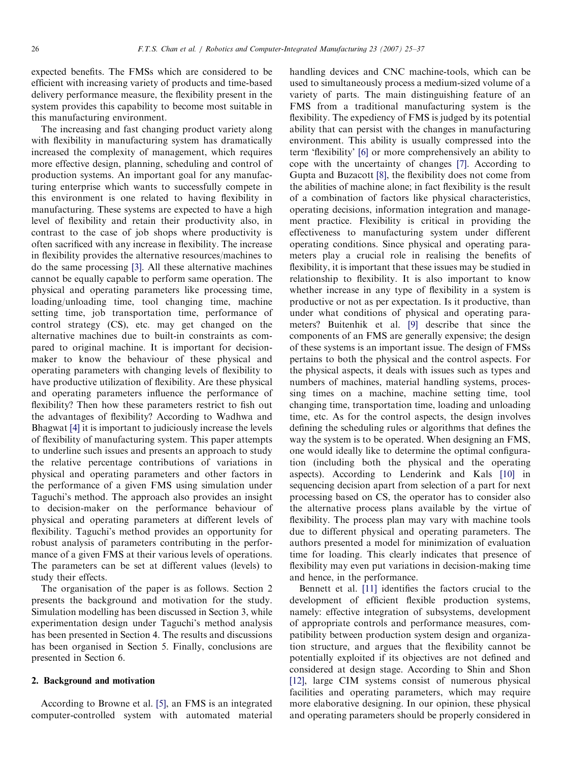expected benefits. The FMSs which are considered to be efficient with increasing variety of products and time-based delivery performance measure, the flexibility present in the system provides this capability to become most suitable in this manufacturing environment.

The increasing and fast changing product variety along with flexibility in manufacturing system has dramatically increased the complexity of management, which requires more effective design, planning, scheduling and control of production systems. An important goal for any manufacturing enterprise which wants to successfully compete in this environment is one related to having flexibility in manufacturing. These systems are expected to have a high level of flexibility and retain their productivity also, in contrast to the case of job shops where productivity is often sacrificed with any increase in flexibility. The increase in flexibility provides the alternative resources/machines to do the same processing [3]. All these alternative machines cannot be equally capable to perform same operation. The physical and operating parameters like processing time, loading/unloading time, tool changing time, machine setting time, job transportation time, performance of control strategy (CS), etc. may get changed on the alternative machines due to built-in constraints as compared to original machine. It is important for decision-maker to know the behaviour of these physical and operating parameters with changing levels of flexibility to have productive utilization of flexibility. Are these physical and operating parameters influence the performance of flexibility? Then how these parameters restrict to fish out the advantages of flexibility? According to Wadhwa and Bhagwat [4] it is important to judiciously increase the levels of flexibility of manufacturing system. This paper attempts to underline such issues and presents an approach to study the relative percentage contributions of variations in physical and operating parameters and other factors in the performance of a given FMS using simulation under Taguchi's method. The approach also provides an insight to decision-maker on the performance behaviour of physical and operating parameters at different levels of flexibility. Taguchi's method provides an opportunity for robust analysis of parameters contributing in the performance of a given FMS at their various levels of operations. The parameters can be set at different values (levels) to study their effects.

The organisation of the paper is as follows. Section 2 presents the background and motivation for the study. Simulation modelling has been discussed in Section 3, while experimentation design under Taguchi's method analysis has been presented in Section 4. The results and discussions has been organised in Section 5. Finally, conclusions are presented in Section 6.

## 2. Background and motivation

According to Browne et al. [5], an FMS is an integrated computer-controlled system with automated material handling devices and CNC machine-tools, which can be used to simultaneously process a medium-sized volume of a variety of parts. The main distinguishing feature of an FMS from a traditional manufacturing system is the flexibility. The expediency of FMS is judged by its potential ability that can persist with the changes in manufacturing environment. This ability is usually compressed into the term 'flexibility' [6] or more comprehensively an ability to cope with the uncertainty of changes [7]. According to Gupta and Buzacott [8], the flexibility does not come from the abilities of machine alone; in fact flexibility is the result of a combination of factors like physical characteristics, operating decisions, information integration and management practice. Flexibility is critical in providing the effectiveness to manufacturing system under different operating conditions. Since physical and operating parameters play a crucial role in realising the benefits of flexibility, it is important that these issues may be studied in relationship to flexibility. It is also important to know whether increase in any type of flexibility in a system is productive or not as per expectation. Is it productive, than under what conditions of physical and operating parameters? Buitenhik et al. [9] describe that since the components of an FMS are generally expensive; the design of these systems is an important issue. The design of FMSs pertains to both the physical and the control aspects. For the physical aspects, it deals with issues such as types and numbers of machines, material handling systems, processing times on a machine, machine setting time, tool changing time, transportation time, loading and unloading time, etc. As for the control aspects, the design involves defining the scheduling rules or algorithms that defines the way the system is to be operated. When designing an FMS, one would ideally like to determine the optimal configuration (including both the physical and the operating aspects). According to Lenderink and Kals [10] in sequencing decision apart from selection of a part for next processing based on CS, the operator has to consider also the alternative process plans available by the virtue of flexibility. The process plan may vary with machine tools due to different physical and operating parameters. The authors presented a model for minimization of evaluation time for loading. This clearly indicates that presence of flexibility may even put variations in decision-making time and hence, in the performance.

Bennett et al. [11] identifies the factors crucial to the development of efficient flexible production systems, namely: effective integration of subsystems, development of appropriate controls and performance measures, compatibility between production system design and organization structure, and argues that the flexibility cannot be potentially exploited if its objectives are not defined and considered at design stage. According to Shin and Shon [12], large CIM systems consist of numerous physical facilities and operating parameters, which may require more elaborative designing. In our opinion, these physical and operating parameters should be properly considered in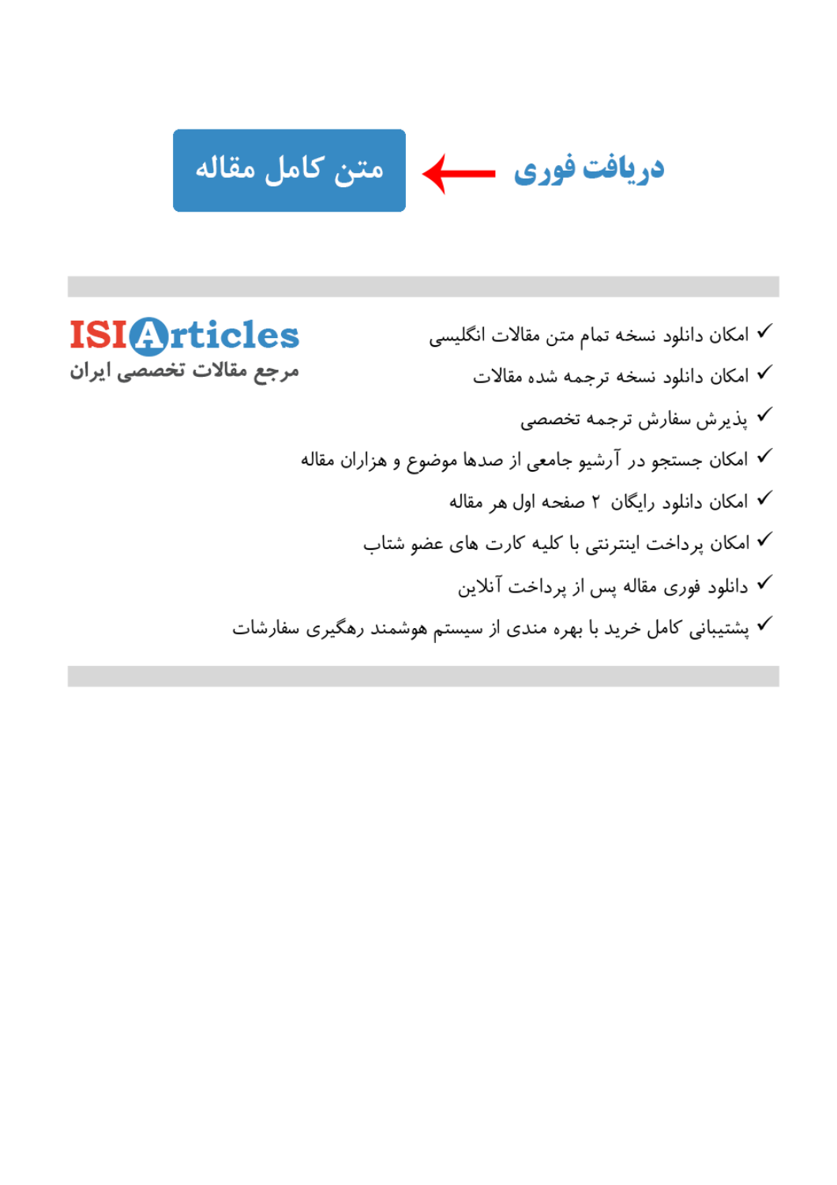دریافت فوری ← متن کامل مقاله

**ISIArticles**
مرجع مقالات تخصصی ایران

- ✓ امکان دانلود نسخه تمام متن مقالات انگلیسی
- ✓ امکان دانلود نسخه ترجمه شده مقالات
- ✓ پذیرش سفارش ترجمه تخصصی
- ✓ امکان جستجو در آرشیو جامعی از صدها موضوع و هزاران مقاله
- ✓ امکان دانلود رایگان ۲ صفحه اول هر مقاله
- ✓ امکان پرداخت اینترنتی با کلیه کارت های عضو شتاب
- ✓ دانلود فوری مقاله پس از پرداخت آنلاین
- ✓ پشتیبانی کامل خرید با بهره مندی از سیستم هوشمند رهگیری سفارشات